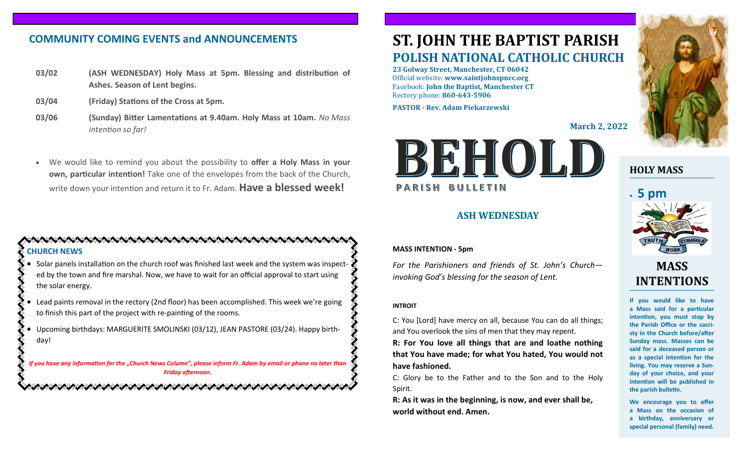## COMMUNITY COMING EVENTS and ANNOUNCEMENTS

**03/02** — **(ASH WEDNESDAY) Holy Mass at 5pm. Blessing and distribution of Ashes. Season of Lent begins.**

**03/04** — **(Friday) Stations of the Cross at 5pm.**

**03/06** — **(Sunday) Bitter Lamentations at 9.40am. Holy Mass at 10am.** *No Mass intention so far!*

- We would like to remind you about the possibility to **offer a Holy Mass in your own, particular intention!** Take one of the envelopes from the back of the Church, write down your intention and return it to Fr. Adam. **Have a blessed week!**

### CHURCH NEWS

- Solar panels installation on the church roof was finished last week and the system was inspected by the town and fire marshal. Now, we have to wait for an official approval to start using the solar energy.
- Lead paints removal in the rectory (2nd floor) has been accomplished. This week we're going to finish this part of the project with re-painting of the rooms.
- Upcoming birthdays: MARGUERITE SMOLINSKI (03/12), JEAN PASTORE (03/24). Happy birthday!

*If you have any information for the „Church News Column", please inform Fr. Adam by email or phone no later than Friday afternoon.*

# ST. JOHN THE BAPTIST PARISH
## POLISH NATIONAL CATHOLIC CHURCH

**23 Golway Street, Manchester, CT 06042**
Official website: **www.saintjohnspncc.org**
Facebook: **John the Baptist, Manchester CT**
Rectory phone: **860-643-5906**

**PASTOR - Rev. Adam Piekarzewski**

**March 2, 2022**

# BEHOLD
PARISH BULLETIN

## ASH WEDNESDAY

**MASS INTENTION - 5pm**

*For the Parishioners and friends of St. John's Church—invoking God's blessing for the season of Lent.*

**INTROIT**

C: You [Lord] have mercy on all, because You can do all things; and You overlook the sins of men that they may repent.

**R: For You love all things that are and loathe nothing that You have made; for what You hated, You would not have fashioned.**

C: Glory be to the Father and to the Son and to the Holy Spirit.

**R: As it was in the beginning, is now, and ever shall be, world without end. Amen.**

### HOLY MASS

- **5 pm**

TRUTH WORK STRUGGLE

### MASS INTENTIONS

**If you would like to have a Mass said for a particular intention, you must stop by the Parish Office or the sacristy in the Church before/after Sunday mass. Masses can be said for a deceased person or as a special intention for the living. You may reserve a Sunday of your choice, and your intention will be published in the parish bulletin.**

**We encourage you to offer a Mass on the occasion of a birthday, anniversary or special personal (family) need.**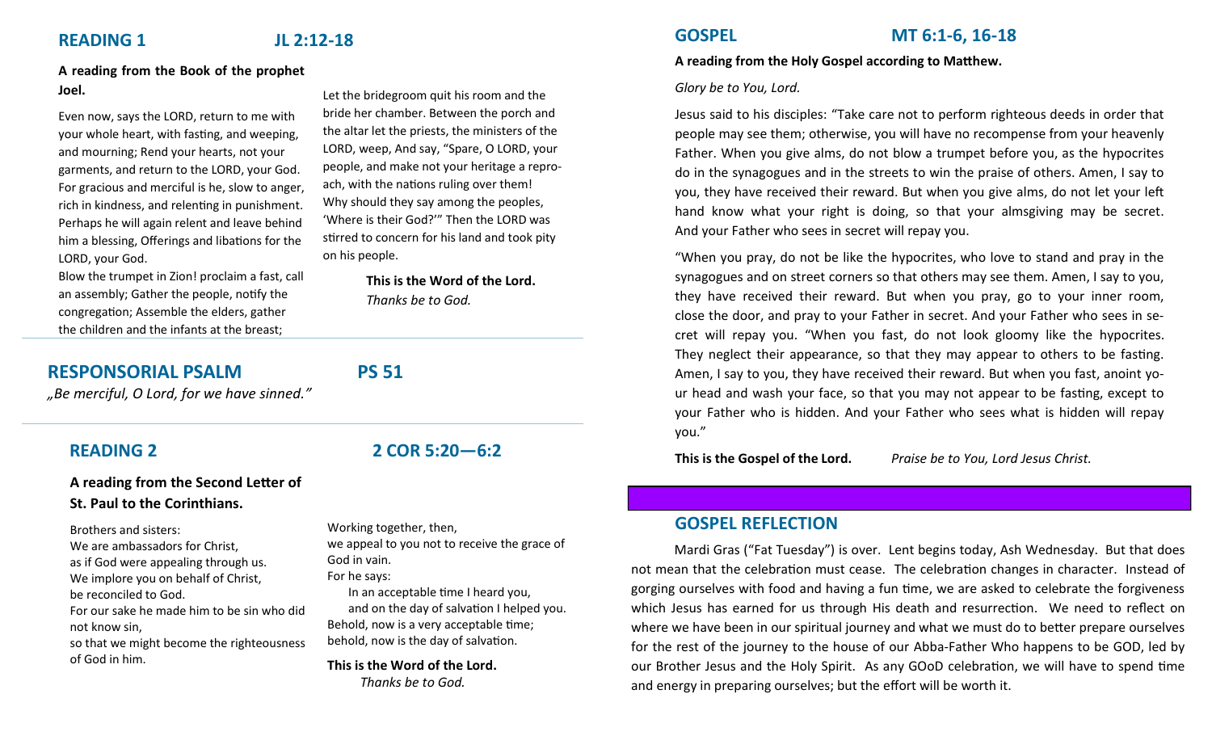## READING 1 JL 2:12-18

**A reading from the Book of the prophet Joel.**

Even now, says the LORD, return to me with your whole heart, with fasting, and weeping, and mourning; Rend your hearts, not your garments, and return to the LORD, your God. For gracious and merciful is he, slow to anger, rich in kindness, and relenting in punishment. Perhaps he will again relent and leave behind him a blessing, Offerings and libations for the LORD, your God.
Blow the trumpet in Zion! proclaim a fast, call an assembly; Gather the people, notify the congregation; Assemble the elders, gather the children and the infants at the breast; Let the bridegroom quit his room and the bride her chamber. Between the porch and the altar let the priests, the ministers of the LORD, weep, And say, "Spare, O LORD, your people, and make not your heritage a reproach, with the nations ruling over them! Why should they say among the peoples, 'Where is their God?'" Then the LORD was stirred to concern for his land and took pity on his people.

**This is the Word of the Lord.**
*Thanks be to God.*

## RESPONSORIAL PSALM PS 51

*„Be merciful, O Lord, for we have sinned."*

## READING 2 2 COR 5:20—6:2

**A reading from the Second Letter of St. Paul to the Corinthians.**

Brothers and sisters:
We are ambassadors for Christ,
as if God were appealing through us.
We implore you on behalf of Christ,
be reconciled to God.
For our sake he made him to be sin who did not know sin,
so that we might become the righteousness of God in him.

Working together, then,
we appeal to you not to receive the grace of God in vain.
For he says:
In an acceptable time I heard you,
and on the day of salvation I helped you.
Behold, now is a very acceptable time;
behold, now is the day of salvation.

**This is the Word of the Lord.**
*Thanks be to God.*

## GOSPEL MT 6:1-6, 16-18

**A reading from the Holy Gospel according to Matthew.**

*Glory be to You, Lord.*

Jesus said to his disciples: "Take care not to perform righteous deeds in order that people may see them; otherwise, you will have no recompense from your heavenly Father. When you give alms, do not blow a trumpet before you, as the hypocrites do in the synagogues and in the streets to win the praise of others. Amen, I say to you, they have received their reward. But when you give alms, do not let your left hand know what your right is doing, so that your almsgiving may be secret. And your Father who sees in secret will repay you.

"When you pray, do not be like the hypocrites, who love to stand and pray in the synagogues and on street corners so that others may see them. Amen, I say to you, they have received their reward. But when you pray, go to your inner room, close the door, and pray to your Father in secret. And your Father who sees in secret will repay you. "When you fast, do not look gloomy like the hypocrites. They neglect their appearance, so that they may appear to others to be fasting. Amen, I say to you, they have received their reward. But when you fast, anoint your head and wash your face, so that you may not appear to be fasting, except to your Father who is hidden. And your Father who sees what is hidden will repay you."

**This is the Gospel of the Lord.** *Praise be to You, Lord Jesus Christ.*

## GOSPEL REFLECTION

Mardi Gras ("Fat Tuesday") is over. Lent begins today, Ash Wednesday. But that does not mean that the celebration must cease. The celebration changes in character. Instead of gorging ourselves with food and having a fun time, we are asked to celebrate the forgiveness which Jesus has earned for us through His death and resurrection. We need to reflect on where we have been in our spiritual journey and what we must do to better prepare ourselves for the rest of the journey to the house of our Abba-Father Who happens to be GOD, led by our Brother Jesus and the Holy Spirit. As any GOoD celebration, we will have to spend time and energy in preparing ourselves; but the effort will be worth it.